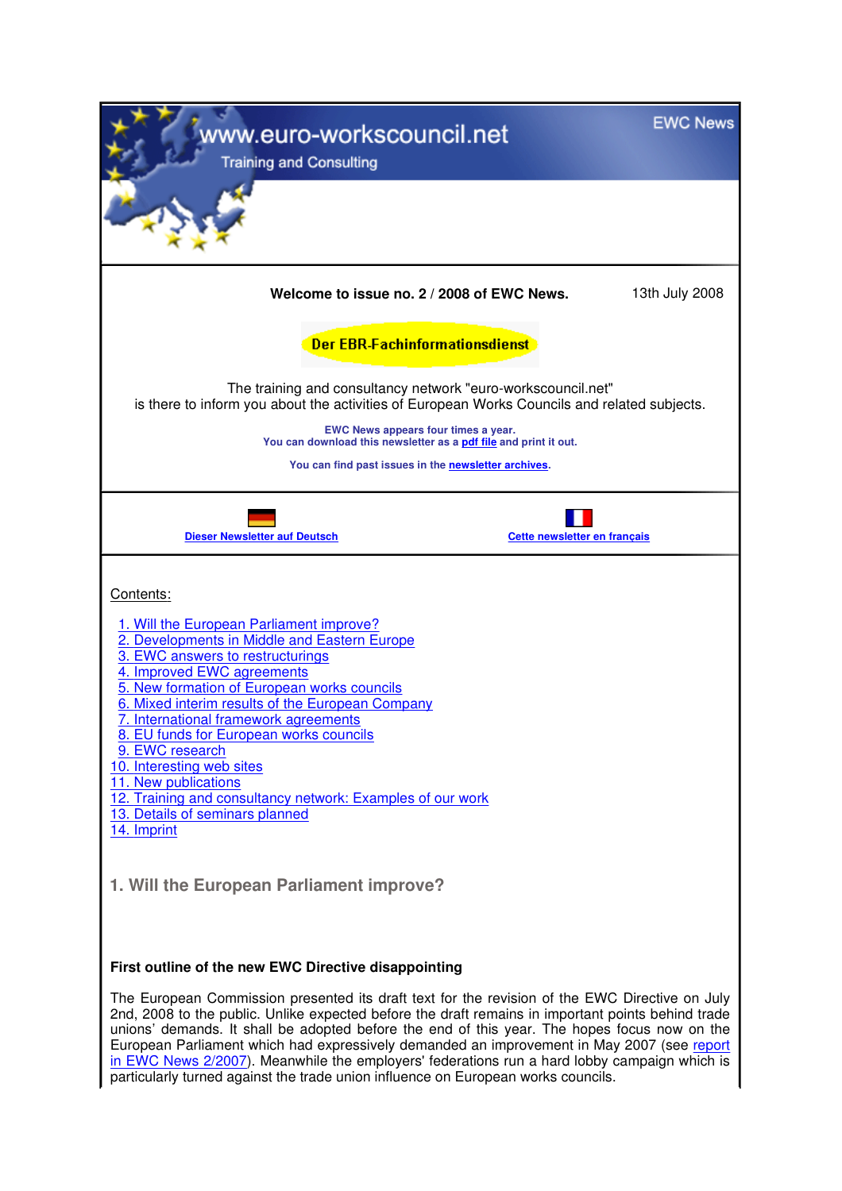www.euro-workscouncil.net

Training and Consulting

EWC News

**Welcome to issue no. 2 / 2008 of EWC News.** 13th July 2008

**Der EBR-Fachinformationsdienst**

The training and consultancy network "euro-workscouncil.net"
is there to inform you about the activities of European Works Councils and related subjects.

**EWC News appears four times a year.**
**You can download this newsletter as a pdf file and print it out.**

**You can find past issues in the newsletter archives.**

**Dieser Newsletter auf Deutsch** | **Cette newsletter en français**

Contents:

1. Will the European Parliament improve?
2. Developments in Middle and Eastern Europe
3. EWC answers to restructurings
4. Improved EWC agreements
5. New formation of European works councils
6. Mixed interim results of the European Company
7. International framework agreements
8. EU funds for European works councils
9. EWC research
10. Interesting web sites
11. New publications
12. Training and consultancy network: Examples of our work
13. Details of seminars planned
14. Imprint

## 1. Will the European Parliament improve?

**First outline of the new EWC Directive disappointing**

The European Commission presented its draft text for the revision of the EWC Directive on July 2nd, 2008 to the public. Unlike expected before the draft remains in important points behind trade unions' demands. It shall be adopted before the end of this year. The hopes focus now on the European Parliament which had expressively demanded an improvement in May 2007 (see report in EWC News 2/2007). Meanwhile the employers' federations run a hard lobby campaign which is particularly turned against the trade union influence on European works councils.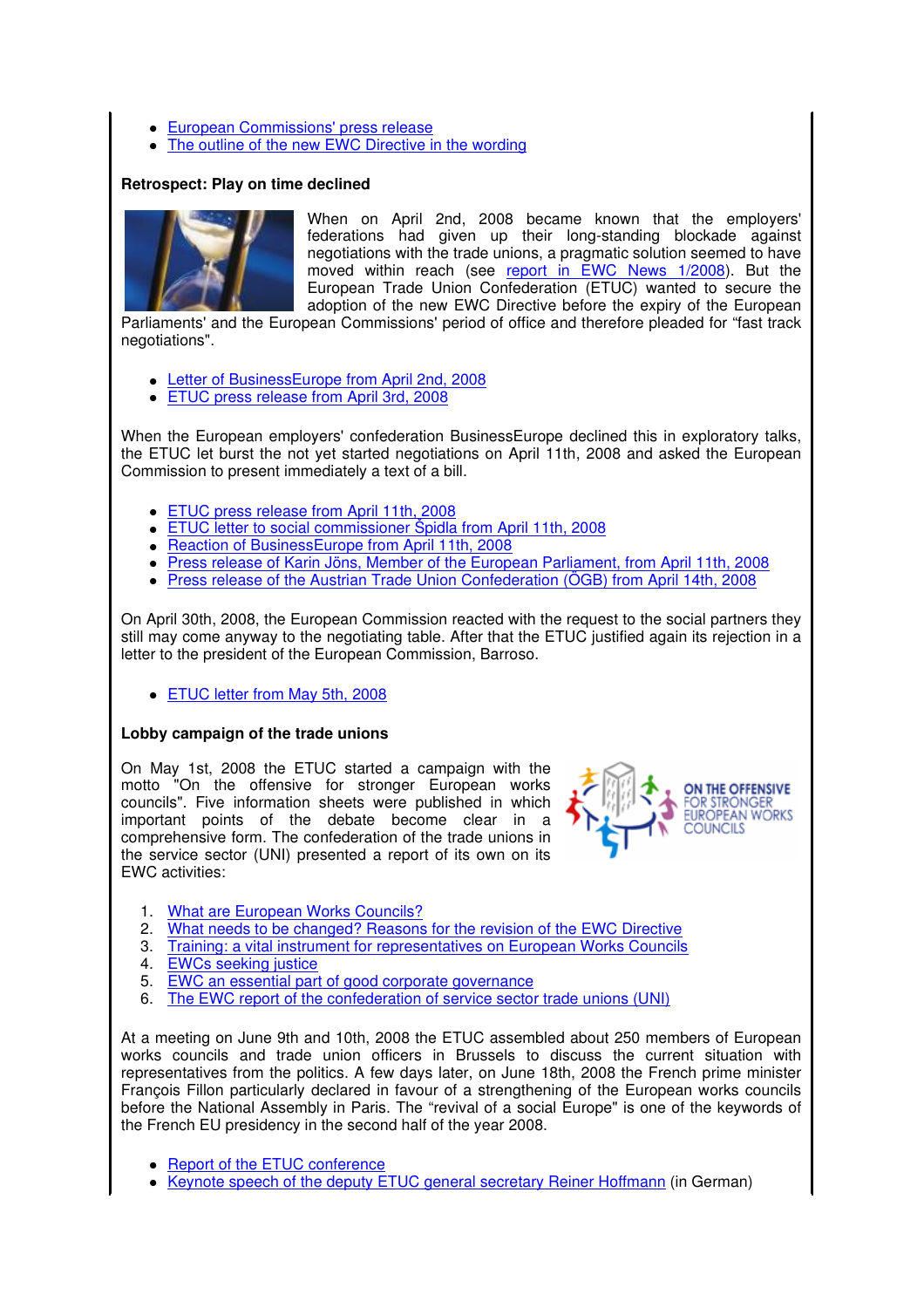- European Commissions' press release
- The outline of the new EWC Directive in the wording

**Retrospect: Play on time declined**

When on April 2nd, 2008 became known that the employers' federations had given up their long-standing blockade against negotiations with the trade unions, a pragmatic solution seemed to have moved within reach (see report in EWC News 1/2008). But the European Trade Union Confederation (ETUC) wanted to secure the adoption of the new EWC Directive before the expiry of the European Parliaments' and the European Commissions' period of office and therefore pleaded for "fast track negotiations".

- Letter of BusinessEurope from April 2nd, 2008
- ETUC press release from April 3rd, 2008

When the European employers' confederation BusinessEurope declined this in exploratory talks, the ETUC let burst the not yet started negotiations on April 11th, 2008 and asked the European Commission to present immediately a text of a bill.

- ETUC press release from April 11th, 2008
- ETUC letter to social commissioner Špidla from April 11th, 2008
- Reaction of BusinessEurope from April 11th, 2008
- Press release of Karin Jöns, Member of the European Parliament, from April 11th, 2008
- Press release of the Austrian Trade Union Confederation (ÖGB) from April 14th, 2008

On April 30th, 2008, the European Commission reacted with the request to the social partners they still may come anyway to the negotiating table. After that the ETUC justified again its rejection in a letter to the president of the European Commission, Barroso.

- ETUC letter from May 5th, 2008

**Lobby campaign of the trade unions**

On May 1st, 2008 the ETUC started a campaign with the motto "On the offensive for stronger European works councils". Five information sheets were published in which important points of the debate become clear in a comprehensive form. The confederation of the trade unions in the service sector (UNI) presented a report of its own on its EWC activities:

1. What are European Works Councils?
2. What needs to be changed? Reasons for the revision of the EWC Directive
3. Training: a vital instrument for representatives on European Works Councils
4. EWCs seeking justice
5. EWC an essential part of good corporate governance
6. The EWC report of the confederation of service sector trade unions (UNI)

At a meeting on June 9th and 10th, 2008 the ETUC assembled about 250 members of European works councils and trade union officers in Brussels to discuss the current situation with representatives from the politics. A few days later, on June 18th, 2008 the French prime minister François Fillon particularly declared in favour of a strengthening of the European works councils before the National Assembly in Paris. The "revival of a social Europe" is one of the keywords of the French EU presidency in the second half of the year 2008.

- Report of the ETUC conference
- Keynote speech of the deputy ETUC general secretary Reiner Hoffmann (in German)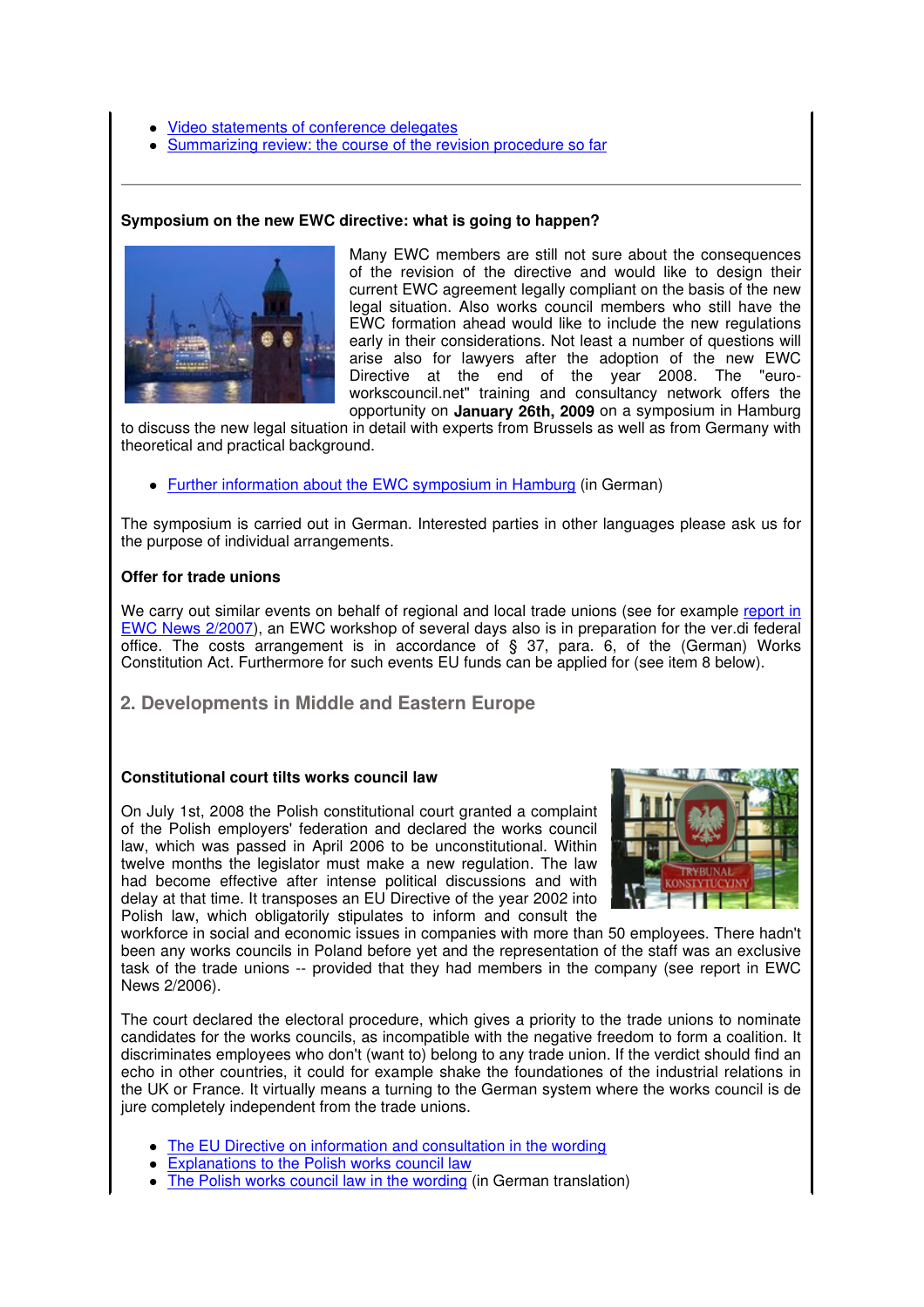- Video statements of conference delegates
- Summarizing review: the course of the revision procedure so far

---

**Symposium on the new EWC directive: what is going to happen?**

Many EWC members are still not sure about the consequences of the revision of the directive and would like to design their current EWC agreement legally compliant on the basis of the new legal situation. Also works council members who still have the EWC formation ahead would like to include the new regulations early in their considerations. Not least a number of questions will arise also for lawyers after the adoption of the new EWC Directive at the end of the year 2008. The "euro-workscouncil.net" training and consultancy network offers the opportunity on **January 26th, 2009** on a symposium in Hamburg to discuss the new legal situation in detail with experts from Brussels as well as from Germany with theoretical and practical background.

- Further information about the EWC symposium in Hamburg (in German)

The symposium is carried out in German. Interested parties in other languages please ask us for the purpose of individual arrangements.

**Offer for trade unions**

We carry out similar events on behalf of regional and local trade unions (see for example report in EWC News 2/2007), an EWC workshop of several days also is in preparation for the ver.di federal office. The costs arrangement is in accordance of § 37, para. 6, of the (German) Works Constitution Act. Furthermore for such events EU funds can be applied for (see item 8 below).

## 2. Developments in Middle and Eastern Europe

**Constitutional court tilts works council law**

On July 1st, 2008 the Polish constitutional court granted a complaint of the Polish employers' federation and declared the works council law, which was passed in April 2006 to be unconstitutional. Within twelve months the legislator must make a new regulation. The law had become effective after intense political discussions and with delay at that time. It transposes an EU Directive of the year 2002 into Polish law, which obligatorily stipulates to inform and consult the workforce in social and economic issues in companies with more than 50 employees. There hadn't been any works councils in Poland before yet and the representation of the staff was an exclusive task of the trade unions -- provided that they had members in the company (see report in EWC News 2/2006).

The court declared the electoral procedure, which gives a priority to the trade unions to nominate candidates for the works councils, as incompatible with the negative freedom to form a coalition. It discriminates employees who don't (want to) belong to any trade union. If the verdict should find an echo in other countries, it could for example shake the foundationes of the industrial relations in the UK or France. It virtually means a turning to the German system where the works council is de jure completely independent from the trade unions.

- The EU Directive on information and consultation in the wording
- Explanations to the Polish works council law
- The Polish works council law in the wording (in German translation)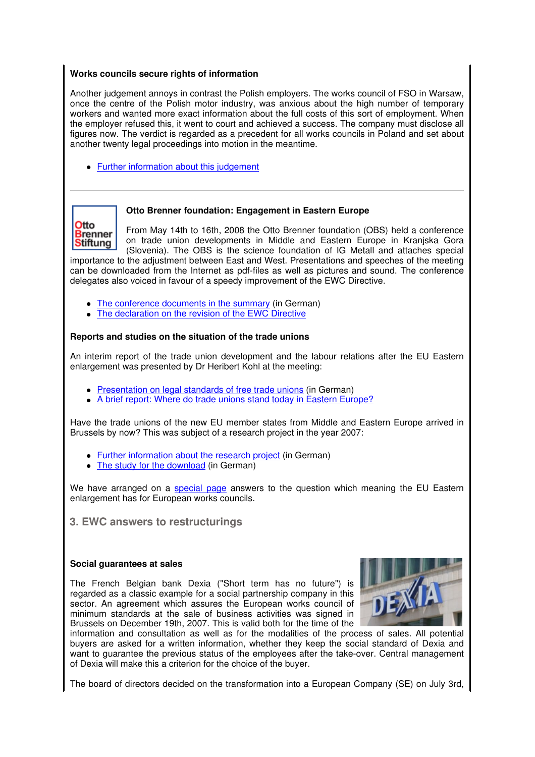**Works councils secure rights of information**

Another judgement annoys in contrast the Polish employers. The works council of FSO in Warsaw, once the centre of the Polish motor industry, was anxious about the high number of temporary workers and wanted more exact information about the full costs of this sort of employment. When the employer refused this, it went to court and achieved a success. The company must disclose all figures now. The verdict is regarded as a precedent for all works councils in Poland and set about another twenty legal proceedings into motion in the meantime.

- Further information about this judgement

---

**Otto Brenner foundation: Engagement in Eastern Europe**

From May 14th to 16th, 2008 the Otto Brenner foundation (OBS) held a conference on trade union developments in Middle and Eastern Europe in Kranjska Gora (Slovenia). The OBS is the science foundation of IG Metall and attaches special importance to the adjustment between East and West. Presentations and speeches of the meeting can be downloaded from the Internet as pdf-files as well as pictures and sound. The conference delegates also voiced in favour of a speedy improvement of the EWC Directive.

- The conference documents in the summary (in German)
- The declaration on the revision of the EWC Directive

**Reports and studies on the situation of the trade unions**

An interim report of the trade union development and the labour relations after the EU Eastern enlargement was presented by Dr Heribert Kohl at the meeting:

- Presentation on legal standards of free trade unions (in German)
- A brief report: Where do trade unions stand today in Eastern Europe?

Have the trade unions of the new EU member states from Middle and Eastern Europe arrived in Brussels by now? This was subject of a research project in the year 2007:

- Further information about the research project (in German)
- The study for the download (in German)

We have arranged on a special page answers to the question which meaning the EU Eastern enlargement has for European works councils.

## 3. EWC answers to restructurings

**Social guarantees at sales**

The French Belgian bank Dexia ("Short term has no future") is regarded as a classic example for a social partnership company in this sector. An agreement which assures the European works council of minimum standards at the sale of business activities was signed in Brussels on December 19th, 2007. This is valid both for the time of the information and consultation as well as for the modalities of the process of sales. All potential buyers are asked for a written information, whether they keep the social standard of Dexia and want to guarantee the previous status of the employees after the take-over. Central management of Dexia will make this a criterion for the choice of the buyer.

The board of directors decided on the transformation into a European Company (SE) on July 3rd,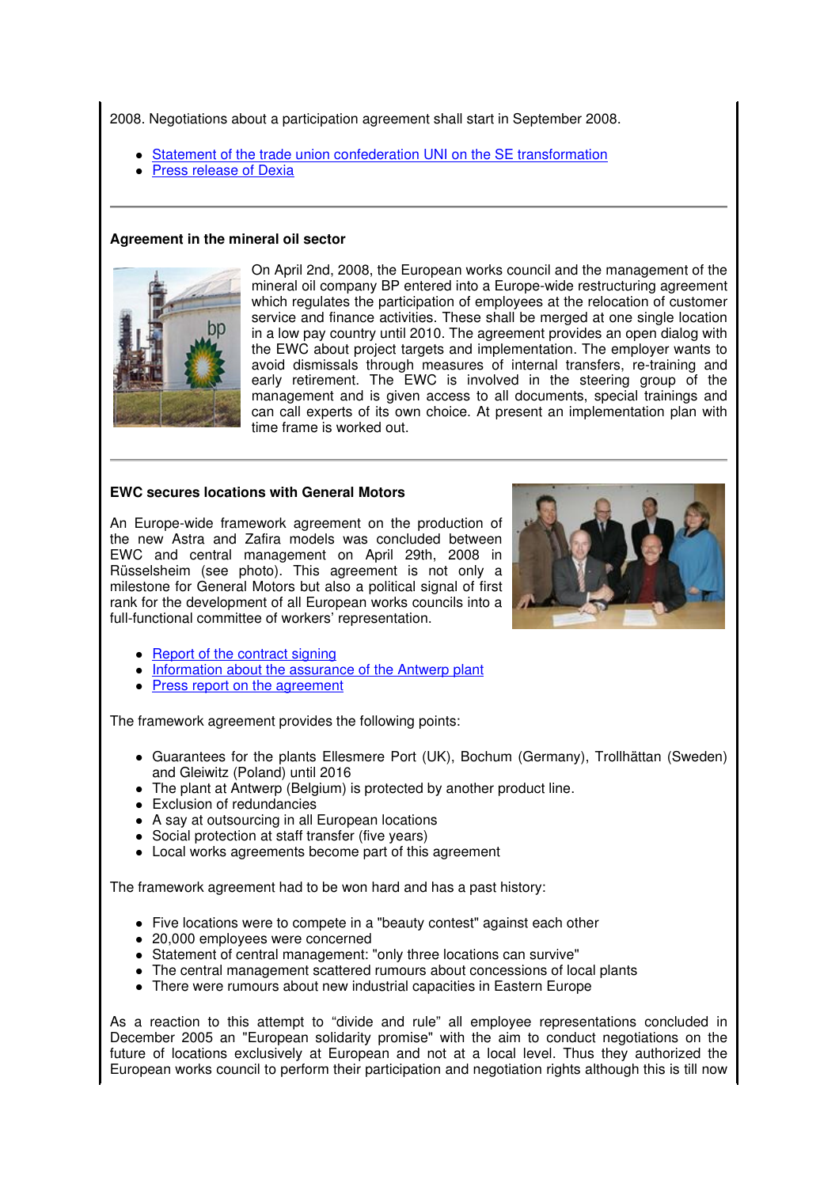2008. Negotiations about a participation agreement shall start in September 2008.

- Statement of the trade union confederation UNI on the SE transformation
- Press release of Dexia

---

**Agreement in the mineral oil sector**

On April 2nd, 2008, the European works council and the management of the mineral oil company BP entered into a Europe-wide restructuring agreement which regulates the participation of employees at the relocation of customer service and finance activities. These shall be merged at one single location in a low pay country until 2010. The agreement provides an open dialog with the EWC about project targets and implementation. The employer wants to avoid dismissals through measures of internal transfers, re-training and early retirement. The EWC is involved in the steering group of the management and is given access to all documents, special trainings and can call experts of its own choice. At present an implementation plan with time frame is worked out.

---

**EWC secures locations with General Motors**

An Europe-wide framework agreement on the production of the new Astra and Zafira models was concluded between EWC and central management on April 29th, 2008 in Rüsselsheim (see photo). This agreement is not only a milestone for General Motors but also a political signal of first rank for the development of all European works councils into a full-functional committee of workers' representation.

- Report of the contract signing
- Information about the assurance of the Antwerp plant
- Press report on the agreement

The framework agreement provides the following points:

- Guarantees for the plants Ellesmere Port (UK), Bochum (Germany), Trollhättan (Sweden) and Gleiwitz (Poland) until 2016
- The plant at Antwerp (Belgium) is protected by another product line.
- Exclusion of redundancies
- A say at outsourcing in all European locations
- Social protection at staff transfer (five years)
- Local works agreements become part of this agreement

The framework agreement had to be won hard and has a past history:

- Five locations were to compete in a "beauty contest" against each other
- 20,000 employees were concerned
- Statement of central management: "only three locations can survive"
- The central management scattered rumours about concessions of local plants
- There were rumours about new industrial capacities in Eastern Europe

As a reaction to this attempt to "divide and rule" all employee representations concluded in December 2005 an "European solidarity promise" with the aim to conduct negotiations on the future of locations exclusively at European and not at a local level. Thus they authorized the European works council to perform their participation and negotiation rights although this is till now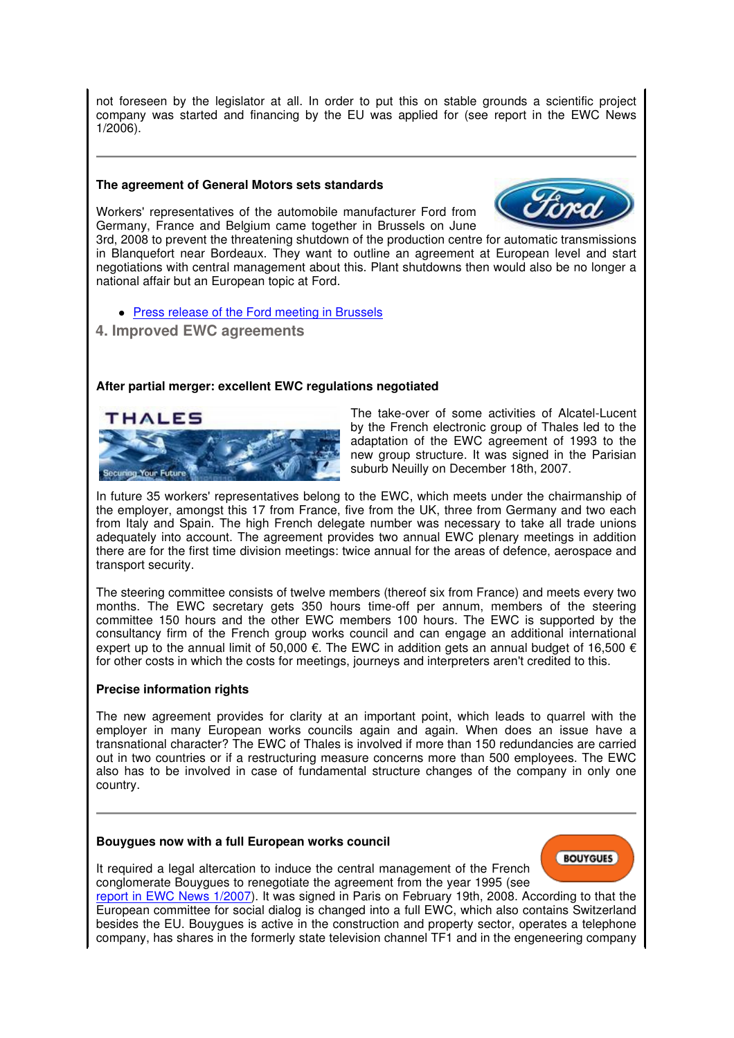not foreseen by the legislator at all. In order to put this on stable grounds a scientific project company was started and financing by the EU was applied for (see report in the EWC News 1/2006).

---

**The agreement of General Motors sets standards**

Workers' representatives of the automobile manufacturer Ford from Germany, France and Belgium came together in Brussels on June 3rd, 2008 to prevent the threatening shutdown of the production centre for automatic transmissions in Blanquefort near Bordeaux. They want to outline an agreement at European level and start negotiations with central management about this. Plant shutdowns then would also be no longer a national affair but an European topic at Ford.

- Press release of the Ford meeting in Brussels

## 4. Improved EWC agreements

**After partial merger: excellent EWC regulations negotiated**

The take-over of some activities of Alcatel-Lucent by the French electronic group of Thales led to the adaptation of the EWC agreement of 1993 to the new group structure. It was signed in the Parisian suburb Neuilly on December 18th, 2007.

In future 35 workers' representatives belong to the EWC, which meets under the chairmanship of the employer, amongst this 17 from France, five from the UK, three from Germany and two each from Italy and Spain. The high French delegate number was necessary to take all trade unions adequately into account. The agreement provides two annual EWC plenary meetings in addition there are for the first time division meetings: twice annual for the areas of defence, aerospace and transport security.

The steering committee consists of twelve members (thereof six from France) and meets every two months. The EWC secretary gets 350 hours time-off per annum, members of the steering committee 150 hours and the other EWC members 100 hours. The EWC is supported by the consultancy firm of the French group works council and can engage an additional international expert up to the annual limit of 50,000 €. The EWC in addition gets an annual budget of 16,500 € for other costs in which the costs for meetings, journeys and interpreters aren't credited to this.

**Precise information rights**

The new agreement provides for clarity at an important point, which leads to quarrel with the employer in many European works councils again and again. When does an issue have a transnational character? The EWC of Thales is involved if more than 150 redundancies are carried out in two countries or if a restructuring measure concerns more than 500 employees. The EWC also has to be involved in case of fundamental structure changes of the company in only one country.

---

**Bouygues now with a full European works council**

It required a legal altercation to induce the central management of the French conglomerate Bouygues to renegotiate the agreement from the year 1995 (see report in EWC News 1/2007). It was signed in Paris on February 19th, 2008. According to that the European committee for social dialog is changed into a full EWC, which also contains Switzerland besides the EU. Bouygues is active in the construction and property sector, operates a telephone company, has shares in the formerly state television channel TF1 and in the engeneering company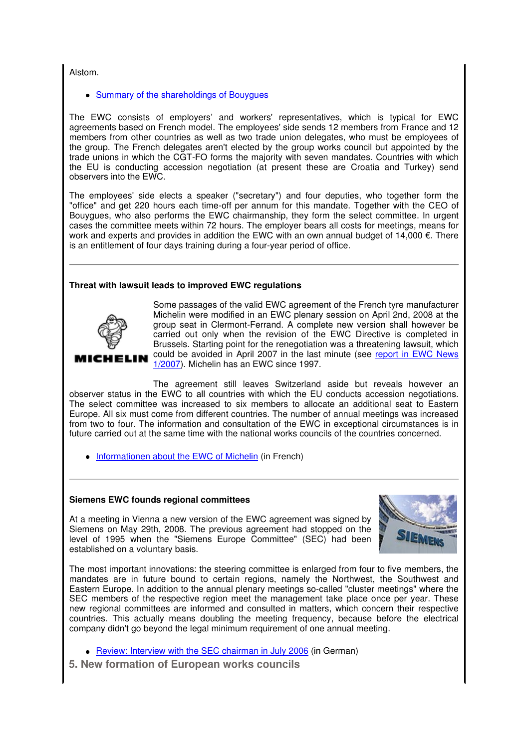Alstom.

- Summary of the shareholdings of Bouygues

The EWC consists of employers' and workers' representatives, which is typical for EWC agreements based on French model. The employees' side sends 12 members from France and 12 members from other countries as well as two trade union delegates, who must be employees of the group. The French delegates aren't elected by the group works council but appointed by the trade unions in which the CGT-FO forms the majority with seven mandates. Countries with which the EU is conducting accession negotiation (at present these are Croatia and Turkey) send observers into the EWC.

The employees' side elects a speaker ("secretary") and four deputies, who together form the "office" and get 220 hours each time-off per annum for this mandate. Together with the CEO of Bouygues, who also performs the EWC chairmanship, they form the select committee. In urgent cases the committee meets within 72 hours. The employer bears all costs for meetings, means for work and experts and provides in addition the EWC with an own annual budget of 14,000 €. There is an entitlement of four days training during a four-year period of office.

---

### Threat with lawsuit leads to improved EWC regulations

Some passages of the valid EWC agreement of the French tyre manufacturer Michelin were modified in an EWC plenary session on April 2nd, 2008 at the group seat in Clermont-Ferrand. A complete new version shall however be carried out only when the revision of the EWC Directive is completed in Brussels. Starting point for the renegotiation was a threatening lawsuit, which could be avoided in April 2007 in the last minute (see report in EWC News 1/2007). Michelin has an EWC since 1997.

The agreement still leaves Switzerland aside but reveals however an observer status in the EWC to all countries with which the EU conducts accession negotiations. The select committee was increased to six members to allocate an additional seat to Eastern Europe. All six must come from different countries. The number of annual meetings was increased from two to four. The information and consultation of the EWC in exceptional circumstances is in future carried out at the same time with the national works councils of the countries concerned.

- Informationen about the EWC of Michelin (in French)

---

### Siemens EWC founds regional committees

At a meeting in Vienna a new version of the EWC agreement was signed by Siemens on May 29th, 2008. The previous agreement had stopped on the level of 1995 when the "Siemens Europe Committee" (SEC) had been established on a voluntary basis.

The most important innovations: the steering committee is enlarged from four to five members, the mandates are in future bound to certain regions, namely the Northwest, the Southwest and Eastern Europe. In addition to the annual plenary meetings so-called "cluster meetings" where the SEC members of the respective region meet the management take place once per year. These new regional committees are informed and consulted in matters, which concern their respective countries. This actually means doubling the meeting frequency, because before the electrical company didn't go beyond the legal minimum requirement of one annual meeting.

- Review: Interview with the SEC chairman in July 2006 (in German)

## 5. New formation of European works councils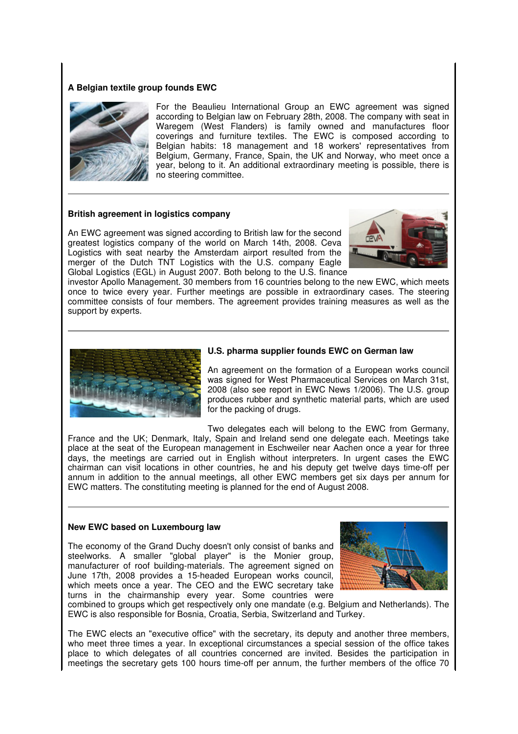### A Belgian textile group founds EWC

For the Beaulieu International Group an EWC agreement was signed according to Belgian law on February 28th, 2008. The company with seat in Waregem (West Flanders) is family owned and manufactures floor coverings and furniture textiles. The EWC is composed according to Belgian habits: 18 management and 18 workers' representatives from Belgium, Germany, France, Spain, the UK and Norway, who meet once a year, belong to it. An additional extraordinary meeting is possible, there is no steering committee.

---

### British agreement in logistics company

An EWC agreement was signed according to British law for the second greatest logistics company of the world on March 14th, 2008. Ceva Logistics with seat nearby the Amsterdam airport resulted from the merger of the Dutch TNT Logistics with the U.S. company Eagle Global Logistics (EGL) in August 2007. Both belong to the U.S. finance investor Apollo Management. 30 members from 16 countries belong to the new EWC, which meets once to twice every year. Further meetings are possible in extraordinary cases. The steering committee consists of four members. The agreement provides training measures as well as the support by experts.

---

### U.S. pharma supplier founds EWC on German law

An agreement on the formation of a European works council was signed for West Pharmaceutical Services on March 31st, 2008 (also see report in EWC News 1/2006). The U.S. group produces rubber and synthetic material parts, which are used for the packing of drugs.

Two delegates each will belong to the EWC from Germany, France and the UK; Denmark, Italy, Spain and Ireland send one delegate each. Meetings take place at the seat of the European management in Eschweiler near Aachen once a year for three days, the meetings are carried out in English without interpreters. In urgent cases the EWC chairman can visit locations in other countries, he and his deputy get twelve days time-off per annum in addition to the annual meetings, all other EWC members get six days per annum for EWC matters. The constituting meeting is planned for the end of August 2008.

---

### New EWC based on Luxembourg law

The economy of the Grand Duchy doesn't only consist of banks and steelworks. A smaller "global player" is the Monier group, manufacturer of roof building-materials. The agreement signed on June 17th, 2008 provides a 15-headed European works council, which meets once a year. The CEO and the EWC secretary take turns in the chairmanship every year. Some countries were combined to groups which get respectively only one mandate (e.g. Belgium and Netherlands). The EWC is also responsible for Bosnia, Croatia, Serbia, Switzerland and Turkey.

The EWC elects an "executive office" with the secretary, its deputy and another three members, who meet three times a year. In exceptional circumstances a special session of the office takes place to which delegates of all countries concerned are invited. Besides the participation in meetings the secretary gets 100 hours time-off per annum, the further members of the office 70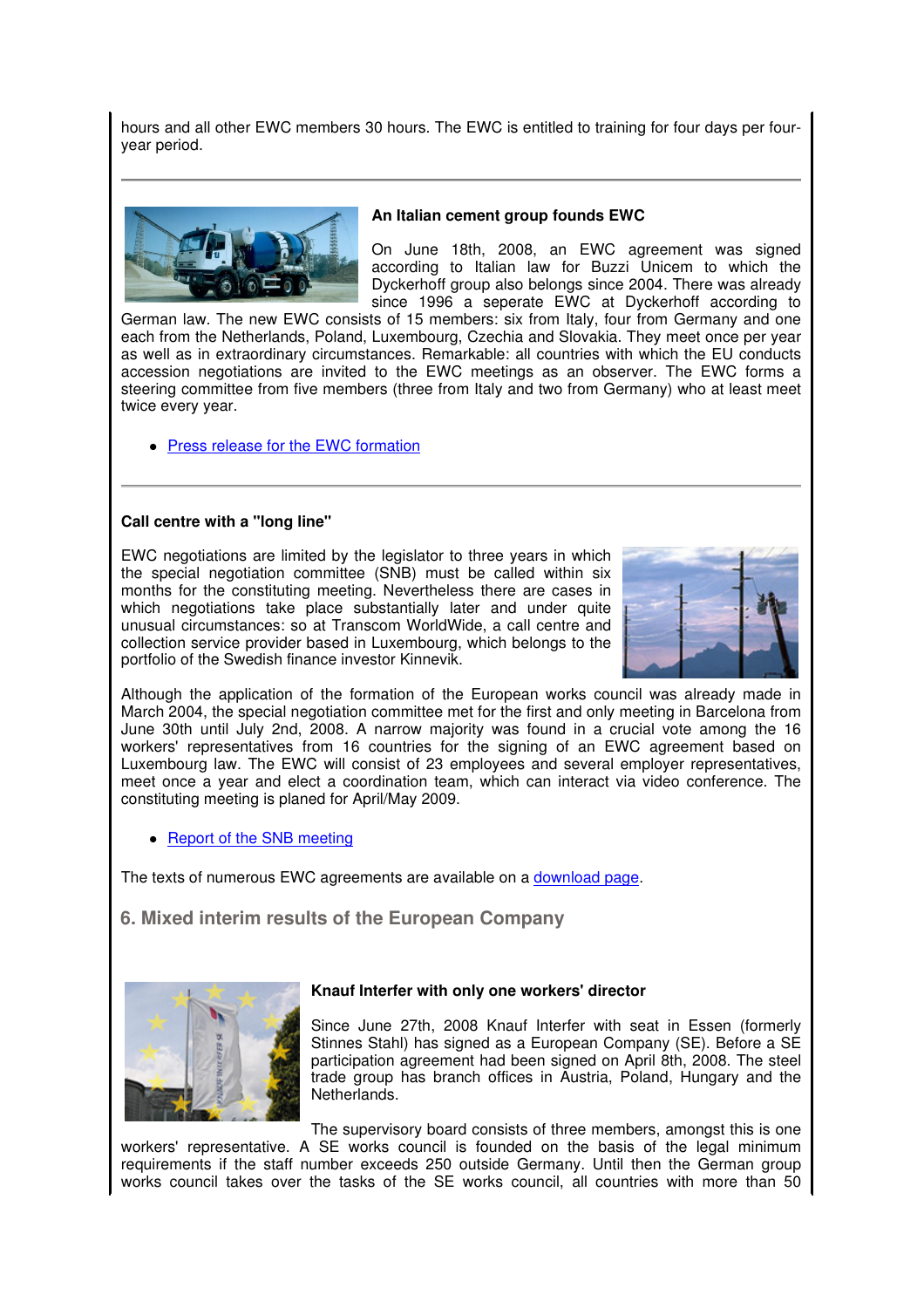hours and all other EWC members 30 hours. The EWC is entitled to training for four days per four-year period.

---

**An Italian cement group founds EWC**

On June 18th, 2008, an EWC agreement was signed according to Italian law for Buzzi Unicem to which the Dyckerhoff group also belongs since 2004. There was already since 1996 a seperate EWC at Dyckerhoff according to German law. The new EWC consists of 15 members: six from Italy, four from Germany and one each from the Netherlands, Poland, Luxembourg, Czechia and Slovakia. They meet once per year as well as in extraordinary circumstances. Remarkable: all countries with which the EU conducts accession negotiations are invited to the EWC meetings as an observer. The EWC forms a steering committee from five members (three from Italy and two from Germany) who at least meet twice every year.

- Press release for the EWC formation

---

**Call centre with a "long line"**

EWC negotiations are limited by the legislator to three years in which the special negotiation committee (SNB) must be called within six months for the constituting meeting. Nevertheless there are cases in which negotiations take place substantially later and under quite unusual circumstances: so at Transcom WorldWide, a call centre and collection service provider based in Luxembourg, which belongs to the portfolio of the Swedish finance investor Kinnevik.

Although the application of the formation of the European works council was already made in March 2004, the special negotiation committee met for the first and only meeting in Barcelona from June 30th until July 2nd, 2008. A narrow majority was found in a crucial vote among the 16 workers' representatives from 16 countries for the signing of an EWC agreement based on Luxembourg law. The EWC will consist of 23 employees and several employer representatives, meet once a year and elect a coordination team, which can interact via video conference. The constituting meeting is planed for April/May 2009.

- Report of the SNB meeting

The texts of numerous EWC agreements are available on a download page.

## 6. Mixed interim results of the European Company

**Knauf Interfer with only one workers' director**

Since June 27th, 2008 Knauf Interfer with seat in Essen (formerly Stinnes Stahl) has signed as a European Company (SE). Before a SE participation agreement had been signed on April 8th, 2008. The steel trade group has branch offices in Austria, Poland, Hungary and the Netherlands.

The supervisory board consists of three members, amongst this is one workers' representative. A SE works council is founded on the basis of the legal minimum requirements if the staff number exceeds 250 outside Germany. Until then the German group works council takes over the tasks of the SE works council, all countries with more than 50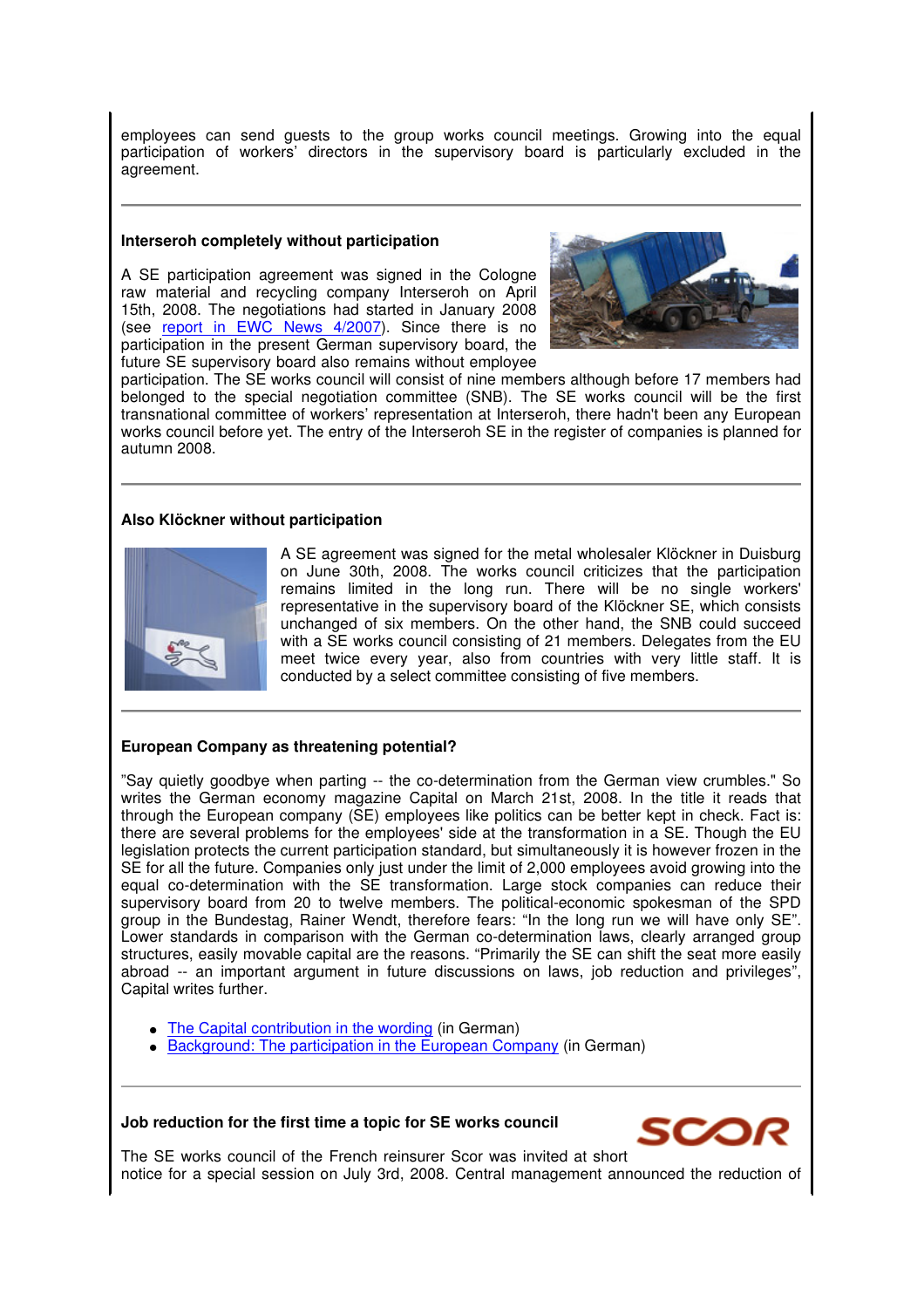employees can send guests to the group works council meetings. Growing into the equal participation of workers' directors in the supervisory board is particularly excluded in the agreement.

---

**Interseroh completely without participation**

A SE participation agreement was signed in the Cologne raw material and recycling company Interseroh on April 15th, 2008. The negotiations had started in January 2008 (see report in EWC News 4/2007). Since there is no participation in the present German supervisory board, the future SE supervisory board also remains without employee participation. The SE works council will consist of nine members although before 17 members had belonged to the special negotiation committee (SNB). The SE works council will be the first transnational committee of workers' representation at Interseroh, there hadn't been any European works council before yet. The entry of the Interseroh SE in the register of companies is planned for autumn 2008.

---

**Also Klöckner without participation**

A SE agreement was signed for the metal wholesaler Klöckner in Duisburg on June 30th, 2008. The works council criticizes that the participation remains limited in the long run. There will be no single workers' representative in the supervisory board of the Klöckner SE, which consists unchanged of six members. On the other hand, the SNB could succeed with a SE works council consisting of 21 members. Delegates from the EU meet twice every year, also from countries with very little staff. It is conducted by a select committee consisting of five members.

---

**European Company as threatening potential?**

"Say quietly goodbye when parting -- the co-determination from the German view crumbles." So writes the German economy magazine Capital on March 21st, 2008. In the title it reads that through the European company (SE) employees like politics can be better kept in check. Fact is: there are several problems for the employees' side at the transformation in a SE. Though the EU legislation protects the current participation standard, but simultaneously it is however frozen in the SE for all the future. Companies only just under the limit of 2,000 employees avoid growing into the equal co-determination with the SE transformation. Large stock companies can reduce their supervisory board from 20 to twelve members. The political-economic spokesman of the SPD group in the Bundestag, Rainer Wendt, therefore fears: "In the long run we will have only SE". Lower standards in comparison with the German co-determination laws, clearly arranged group structures, easily movable capital are the reasons. "Primarily the SE can shift the seat more easily abroad -- an important argument in future discussions on laws, job reduction and privileges", Capital writes further.

- The Capital contribution in the wording (in German)
- Background: The participation in the European Company (in German)

---

**Job reduction for the first time a topic for SE works council**

The SE works council of the French reinsurer Scor was invited at short notice for a special session on July 3rd, 2008. Central management announced the reduction of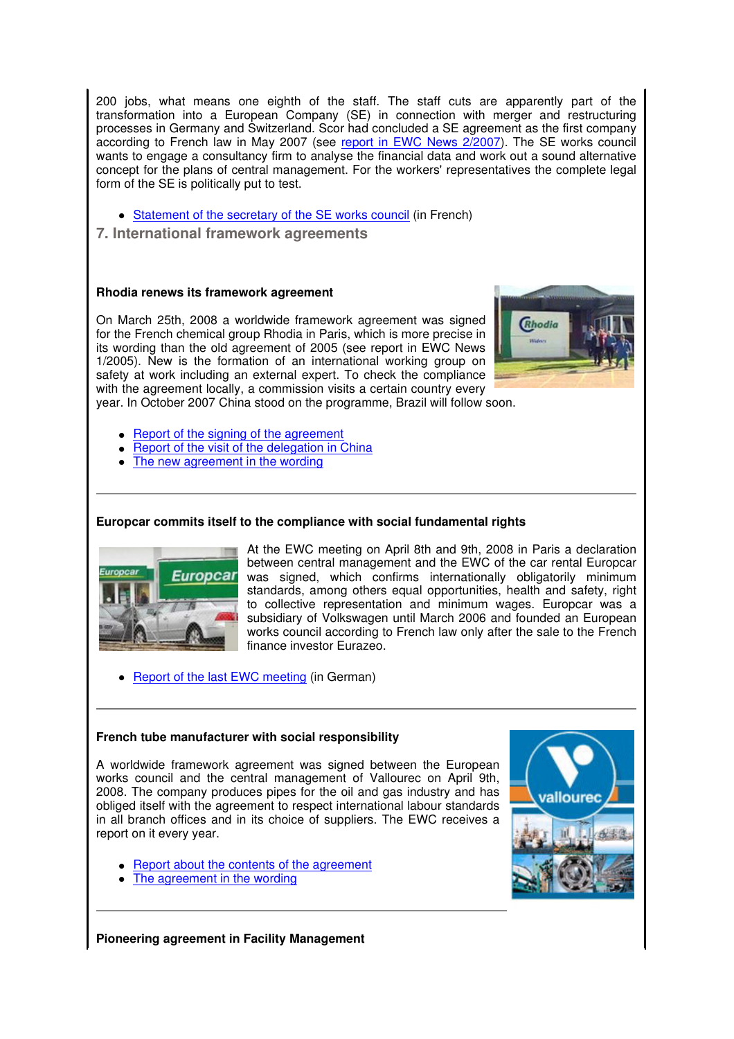200 jobs, what means one eighth of the staff. The staff cuts are apparently part of the transformation into a European Company (SE) in connection with merger and restructuring processes in Germany and Switzerland. Scor had concluded a SE agreement as the first company according to French law in May 2007 (see report in EWC News 2/2007). The SE works council wants to engage a consultancy firm to analyse the financial data and work out a sound alternative concept for the plans of central management. For the workers' representatives the complete legal form of the SE is politically put to test.

- Statement of the secretary of the SE works council (in French)

## 7. International framework agreements

**Rhodia renews its framework agreement**

On March 25th, 2008 a worldwide framework agreement was signed for the French chemical group Rhodia in Paris, which is more precise in its wording than the old agreement of 2005 (see report in EWC News 1/2005). New is the formation of an international working group on safety at work including an external expert. To check the compliance with the agreement locally, a commission visits a certain country every year. In October 2007 China stood on the programme, Brazil will follow soon.

- Report of the signing of the agreement
- Report of the visit of the delegation in China
- The new agreement in the wording

---

**Europcar commits itself to the compliance with social fundamental rights**

At the EWC meeting on April 8th and 9th, 2008 in Paris a declaration between central management and the EWC of the car rental Europcar was signed, which confirms internationally obligatorily minimum standards, among others equal opportunities, health and safety, right to collective representation and minimum wages. Europcar was a subsidiary of Volkswagen until March 2006 and founded an European works council according to French law only after the sale to the French finance investor Eurazeo.

- Report of the last EWC meeting (in German)

---

**French tube manufacturer with social responsibility**

A worldwide framework agreement was signed between the European works council and the central management of Vallourec on April 9th, 2008. The company produces pipes for the oil and gas industry and has obliged itself with the agreement to respect international labour standards in all branch offices and in its choice of suppliers. The EWC receives a report on it every year.

- Report about the contents of the agreement
- The agreement in the wording

---

**Pioneering agreement in Facility Management**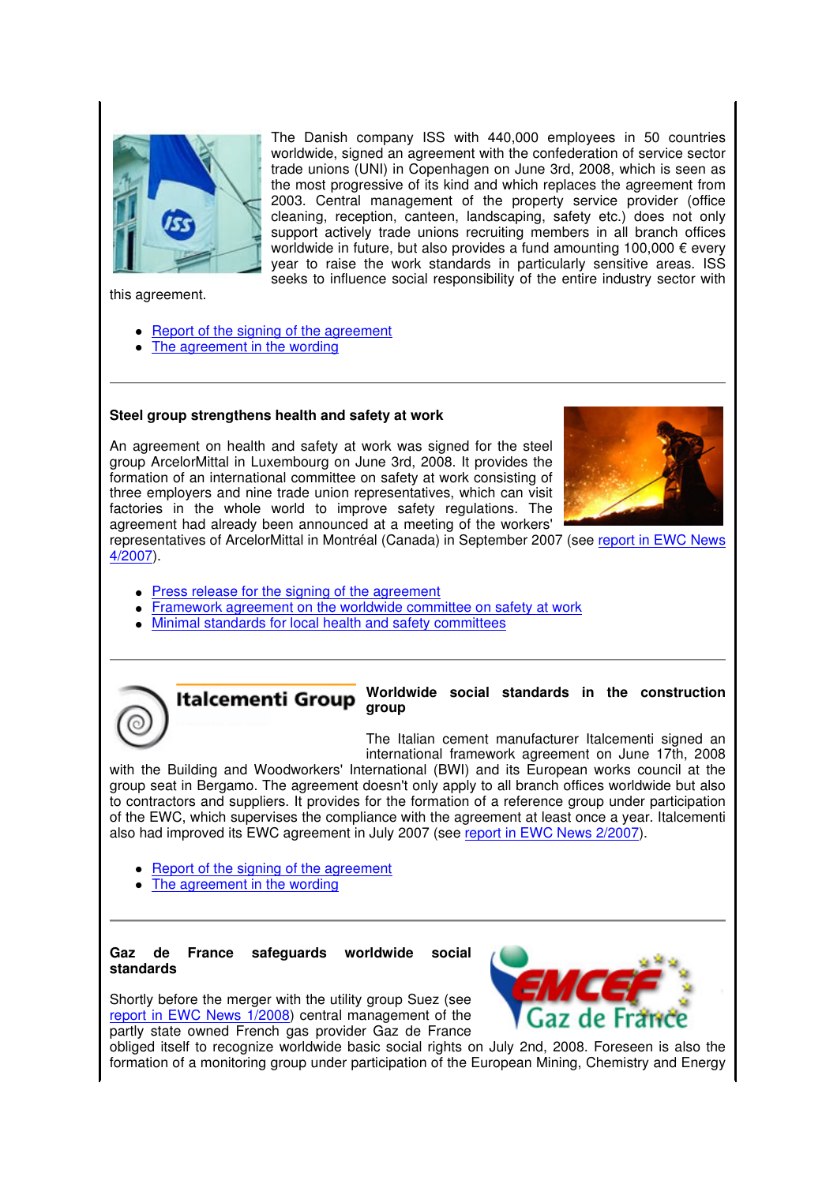The Danish company ISS with 440,000 employees in 50 countries worldwide, signed an agreement with the confederation of service sector trade unions (UNI) in Copenhagen on June 3rd, 2008, which is seen as the most progressive of its kind and which replaces the agreement from 2003. Central management of the property service provider (office cleaning, reception, canteen, landscaping, safety etc.) does not only support actively trade unions recruiting members in all branch offices worldwide in future, but also provides a fund amounting 100,000 € every year to raise the work standards in particularly sensitive areas. ISS seeks to influence social responsibility of the entire industry sector with this agreement.

- Report of the signing of the agreement
- The agreement in the wording

---

**Steel group strengthens health and safety at work**

An agreement on health and safety at work was signed for the steel group ArcelorMittal in Luxembourg on June 3rd, 2008. It provides the formation of an international committee on safety at work consisting of three employers and nine trade union representatives, which can visit factories in the whole world to improve safety regulations. The agreement had already been announced at a meeting of the workers' representatives of ArcelorMittal in Montréal (Canada) in September 2007 (see report in EWC News 4/2007).

- Press release for the signing of the agreement
- Framework agreement on the worldwide committee on safety at work
- Minimal standards for local health and safety committees

---

**Worldwide social standards in the construction group**

The Italian cement manufacturer Italcementi signed an international framework agreement on June 17th, 2008 with the Building and Woodworkers' International (BWI) and its European works council at the group seat in Bergamo. The agreement doesn't only apply to all branch offices worldwide but also to contractors and suppliers. It provides for the formation of a reference group under participation of the EWC, which supervises the compliance with the agreement at least once a year. Italcementi also had improved its EWC agreement in July 2007 (see report in EWC News 2/2007).

- Report of the signing of the agreement
- The agreement in the wording

---

**Gaz de France safeguards worldwide social standards**

Shortly before the merger with the utility group Suez (see report in EWC News 1/2008) central management of the partly state owned French gas provider Gaz de France obliged itself to recognize worldwide basic social rights on July 2nd, 2008. Foreseen is also the formation of a monitoring group under participation of the European Mining, Chemistry and Energy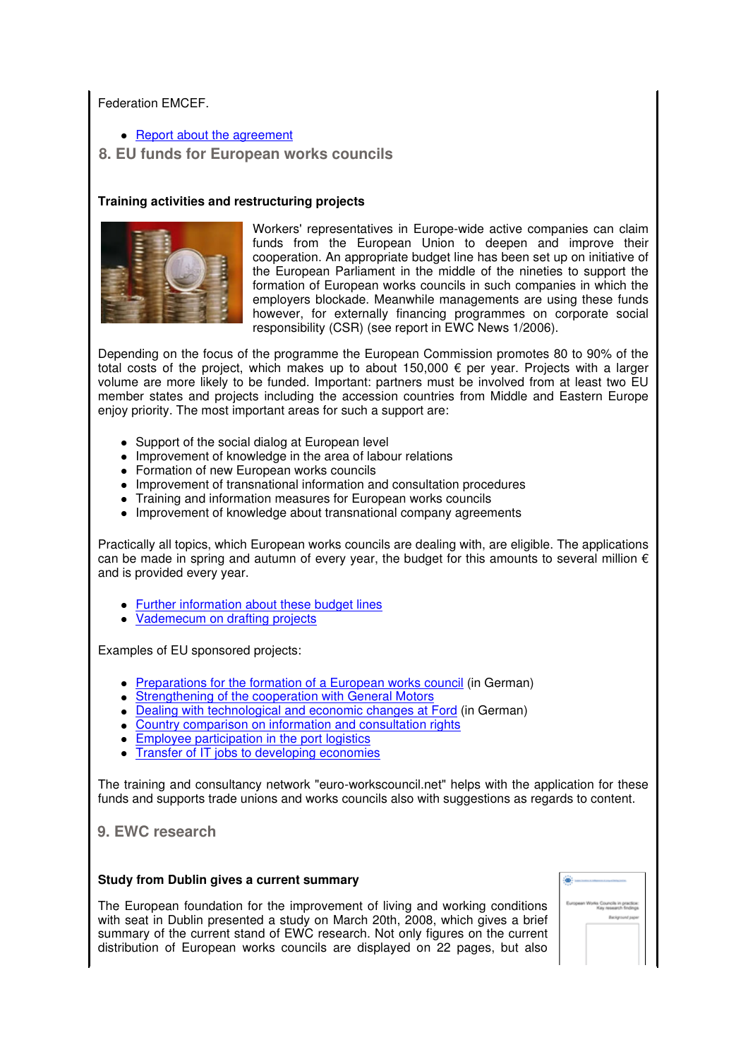Federation EMCEF.

- Report about the agreement

## 8. EU funds for European works councils

**Training activities and restructuring projects**

Workers' representatives in Europe-wide active companies can claim funds from the European Union to deepen and improve their cooperation. An appropriate budget line has been set up on initiative of the European Parliament in the middle of the nineties to support the formation of European works councils in such companies in which the employers blockade. Meanwhile managements are using these funds however, for externally financing programmes on corporate social responsibility (CSR) (see report in EWC News 1/2006).

Depending on the focus of the programme the European Commission promotes 80 to 90% of the total costs of the project, which makes up to about 150,000 € per year. Projects with a larger volume are more likely to be funded. Important: partners must be involved from at least two EU member states and projects including the accession countries from Middle and Eastern Europe enjoy priority. The most important areas for such a support are:

- Support of the social dialog at European level
- Improvement of knowledge in the area of labour relations
- Formation of new European works councils
- Improvement of transnational information and consultation procedures
- Training and information measures for European works councils
- Improvement of knowledge about transnational company agreements

Practically all topics, which European works councils are dealing with, are eligible. The applications can be made in spring and autumn of every year, the budget for this amounts to several million € and is provided every year.

- Further information about these budget lines
- Vademecum on drafting projects

Examples of EU sponsored projects:

- Preparations for the formation of a European works council (in German)
- Strengthening of the cooperation with General Motors
- Dealing with technological and economic changes at Ford (in German)
- Country comparison on information and consultation rights
- Employee participation in the port logistics
- Transfer of IT jobs to developing economies

The training and consultancy network "euro-workscouncil.net" helps with the application for these funds and supports trade unions and works councils also with suggestions as regards to content.

## 9. EWC research

**Study from Dublin gives a current summary**

The European foundation for the improvement of living and working conditions with seat in Dublin presented a study on March 20th, 2008, which gives a brief summary of the current stand of EWC research. Not only figures on the current distribution of European works councils are displayed on 22 pages, but also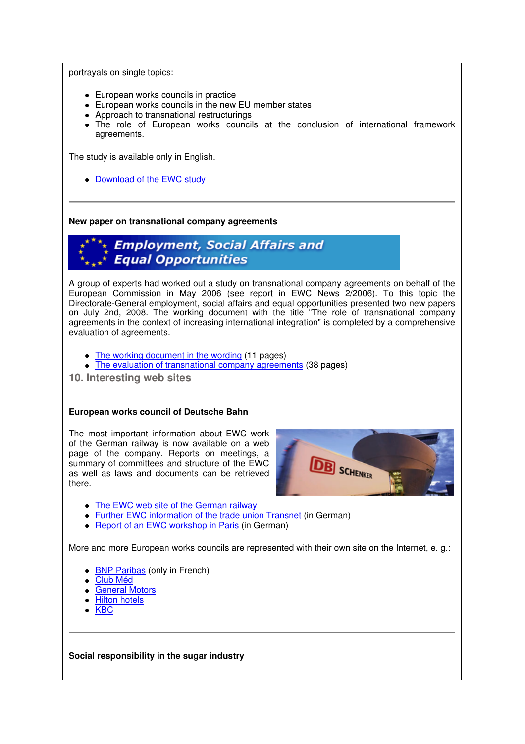portrayals on single topics:

- European works councils in practice
- European works councils in the new EU member states
- Approach to transnational restructurings
- The role of European works councils at the conclusion of international framework agreements.

The study is available only in English.

- Download of the EWC study

---

**New paper on transnational company agreements**

A group of experts had worked out a study on transnational company agreements on behalf of the European Commission in May 2006 (see report in EWC News 2/2006). To this topic the Directorate-General employment, social affairs and equal opportunities presented two new papers on July 2nd, 2008. The working document with the title "The role of transnational company agreements in the context of increasing international integration" is completed by a comprehensive evaluation of agreements.

- The working document in the wording (11 pages)
- The evaluation of transnational company agreements (38 pages)

## 10. Interesting web sites

**European works council of Deutsche Bahn**

The most important information about EWC work of the German railway is now available on a web page of the company. Reports on meetings, a summary of committees and structure of the EWC as well as laws and documents can be retrieved there.

- The EWC web site of the German railway
- Further EWC information of the trade union Transnet (in German)
- Report of an EWC workshop in Paris (in German)

More and more European works councils are represented with their own site on the Internet, e. g.:

- BNP Paribas (only in French)
- Club Méd
- General Motors
- Hilton hotels
- KBC

---

**Social responsibility in the sugar industry**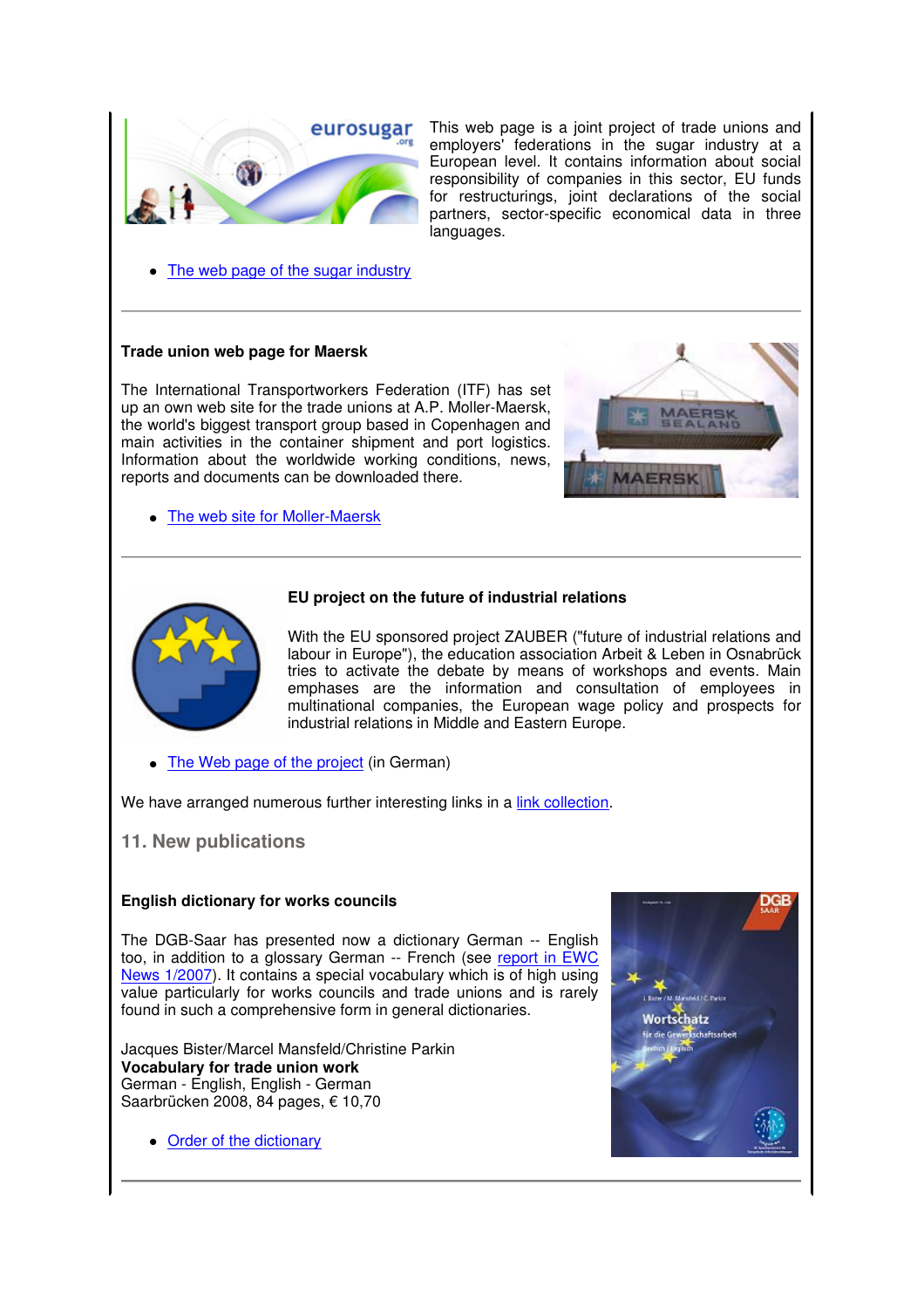This web page is a joint project of trade unions and employers' federations in the sugar industry at a European level. It contains information about social responsibility of companies in this sector, EU funds for restructurings, joint declarations of the social partners, sector-specific economical data in three languages.

- The web page of the sugar industry

---

**Trade union web page for Maersk**

The International Transportworkers Federation (ITF) has set up an own web site for the trade unions at A.P. Moller-Maersk, the world's biggest transport group based in Copenhagen and main activities in the container shipment and port logistics. Information about the worldwide working conditions, news, reports and documents can be downloaded there.

- The web site for Moller-Maersk

---

**EU project on the future of industrial relations**

With the EU sponsored project ZAUBER ("future of industrial relations and labour in Europe"), the education association Arbeit & Leben in Osnabrück tries to activate the debate by means of workshops and events. Main emphases are the information and consultation of employees in multinational companies, the European wage policy and prospects for industrial relations in Middle and Eastern Europe.

- The Web page of the project (in German)

We have arranged numerous further interesting links in a link collection.

## 11. New publications

**English dictionary for works councils**

The DGB-Saar has presented now a dictionary German -- English too, in addition to a glossary German -- French (see report in EWC News 1/2007). It contains a special vocabulary which is of high using value particularly for works councils and trade unions and is rarely found in such a comprehensive form in general dictionaries.

Jacques Bister/Marcel Mansfeld/Christine Parkin
**Vocabulary for trade union work**
German - English, English - German
Saarbrücken 2008, 84 pages, € 10,70

- Order of the dictionary

---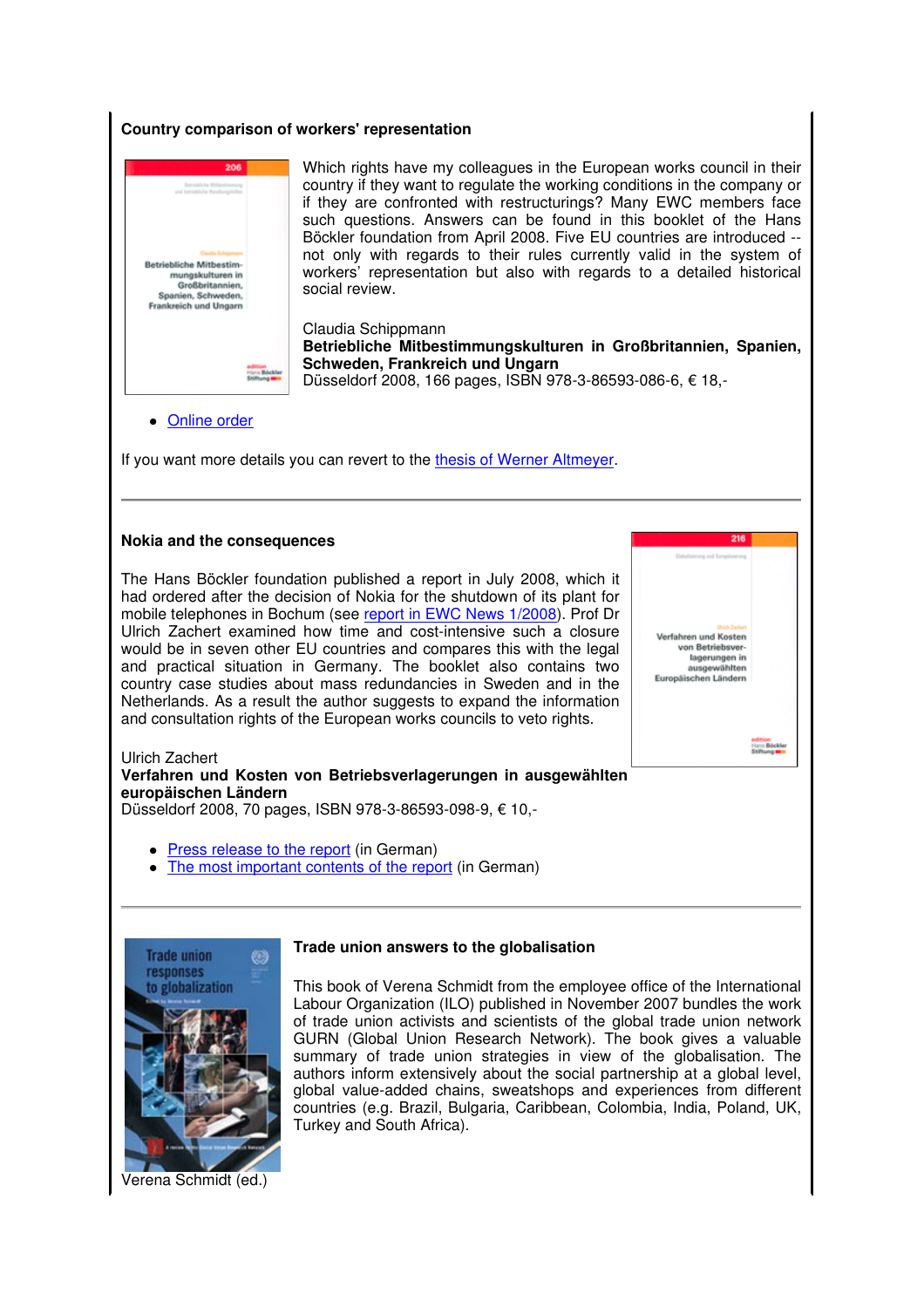### Country comparison of workers' representation

Which rights have my colleagues in the European works council in their country if they want to regulate the working conditions in the company or if they are confronted with restructurings? Many EWC members face such questions. Answers can be found in this booklet of the Hans Böckler foundation from April 2008. Five EU countries are introduced -- not only with regards to their rules currently valid in the system of workers' representation but also with regards to a detailed historical social review.

Claudia Schippmann
**Betriebliche Mitbestimmungskulturen in Großbritannien, Spanien, Schweden, Frankreich und Ungarn**
Düsseldorf 2008, 166 pages, ISBN 978-3-86593-086-6, € 18,-

- Online order

If you want more details you can revert to the thesis of Werner Altmeyer.

---

### Nokia and the consequences

The Hans Böckler foundation published a report in July 2008, which it had ordered after the decision of Nokia for the shutdown of its plant for mobile telephones in Bochum (see report in EWC News 1/2008). Prof Dr Ulrich Zachert examined how time and cost-intensive such a closure would be in seven other EU countries and compares this with the legal and practical situation in Germany. The booklet also contains two country case studies about mass redundancies in Sweden and in the Netherlands. As a result the author suggests to expand the information and consultation rights of the European works councils to veto rights.

Ulrich Zachert
**Verfahren und Kosten von Betriebsverlagerungen in ausgewählten europäischen Ländern**
Düsseldorf 2008, 70 pages, ISBN 978-3-86593-098-9, € 10,-

- Press release to the report (in German)
- The most important contents of the report (in German)

---

### Trade union answers to the globalisation

This book of Verena Schmidt from the employee office of the International Labour Organization (ILO) published in November 2007 bundles the work of trade union activists and scientists of the global trade union network GURN (Global Union Research Network). The book gives a valuable summary of trade union strategies in view of the globalisation. The authors inform extensively about the social partnership at a global level, global value-added chains, sweatshops and experiences from different countries (e.g. Brazil, Bulgaria, Caribbean, Colombia, India, Poland, UK, Turkey and South Africa).

Verena Schmidt (ed.)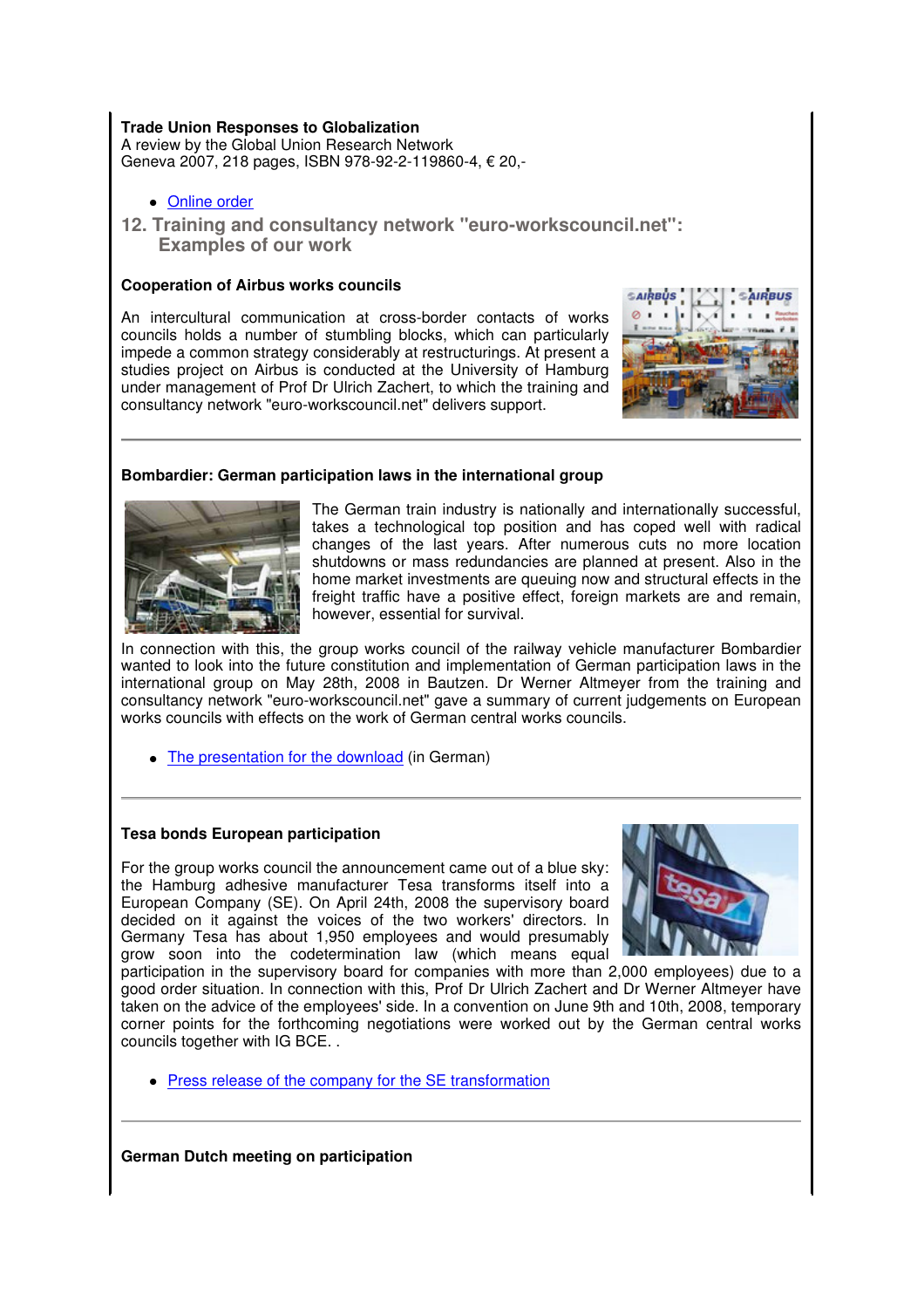**Trade Union Responses to Globalization**
A review by the Global Union Research Network
Geneva 2007, 218 pages, ISBN 978-92-2-119860-4, € 20,-

- Online order

## 12. Training and consultancy network "euro-workscouncil.net": Examples of our work

### Cooperation of Airbus works councils

An intercultural communication at cross-border contacts of works councils holds a number of stumbling blocks, which can particularly impede a common strategy considerably at restructurings. At present a studies project on Airbus is conducted at the University of Hamburg under management of Prof Dr Ulrich Zachert, to which the training and consultancy network "euro-workscouncil.net" delivers support.

---

### Bombardier: German participation laws in the international group

The German train industry is nationally and internationally successful, takes a technological top position and has coped well with radical changes of the last years. After numerous cuts no more location shutdowns or mass redundancies are planned at present. Also in the home market investments are queuing now and structural effects in the freight traffic have a positive effect, foreign markets are and remain, however, essential for survival.

In connection with this, the group works council of the railway vehicle manufacturer Bombardier wanted to look into the future constitution and implementation of German participation laws in the international group on May 28th, 2008 in Bautzen. Dr Werner Altmeyer from the training and consultancy network "euro-workscouncil.net" gave a summary of current judgements on European works councils with effects on the work of German central works councils.

- The presentation for the download (in German)

---

### Tesa bonds European participation

For the group works council the announcement came out of a blue sky: the Hamburg adhesive manufacturer Tesa transforms itself into a European Company (SE). On April 24th, 2008 the supervisory board decided on it against the voices of the two workers' directors. In Germany Tesa has about 1,950 employees and would presumably grow soon into the codetermination law (which means equal participation in the supervisory board for companies with more than 2,000 employees) due to a good order situation. In connection with this, Prof Dr Ulrich Zachert and Dr Werner Altmeyer have taken on the advice of the employees' side. In a convention on June 9th and 10th, 2008, temporary corner points for the forthcoming negotiations were worked out by the German central works councils together with IG BCE. .

- Press release of the company for the SE transformation

---

### German Dutch meeting on participation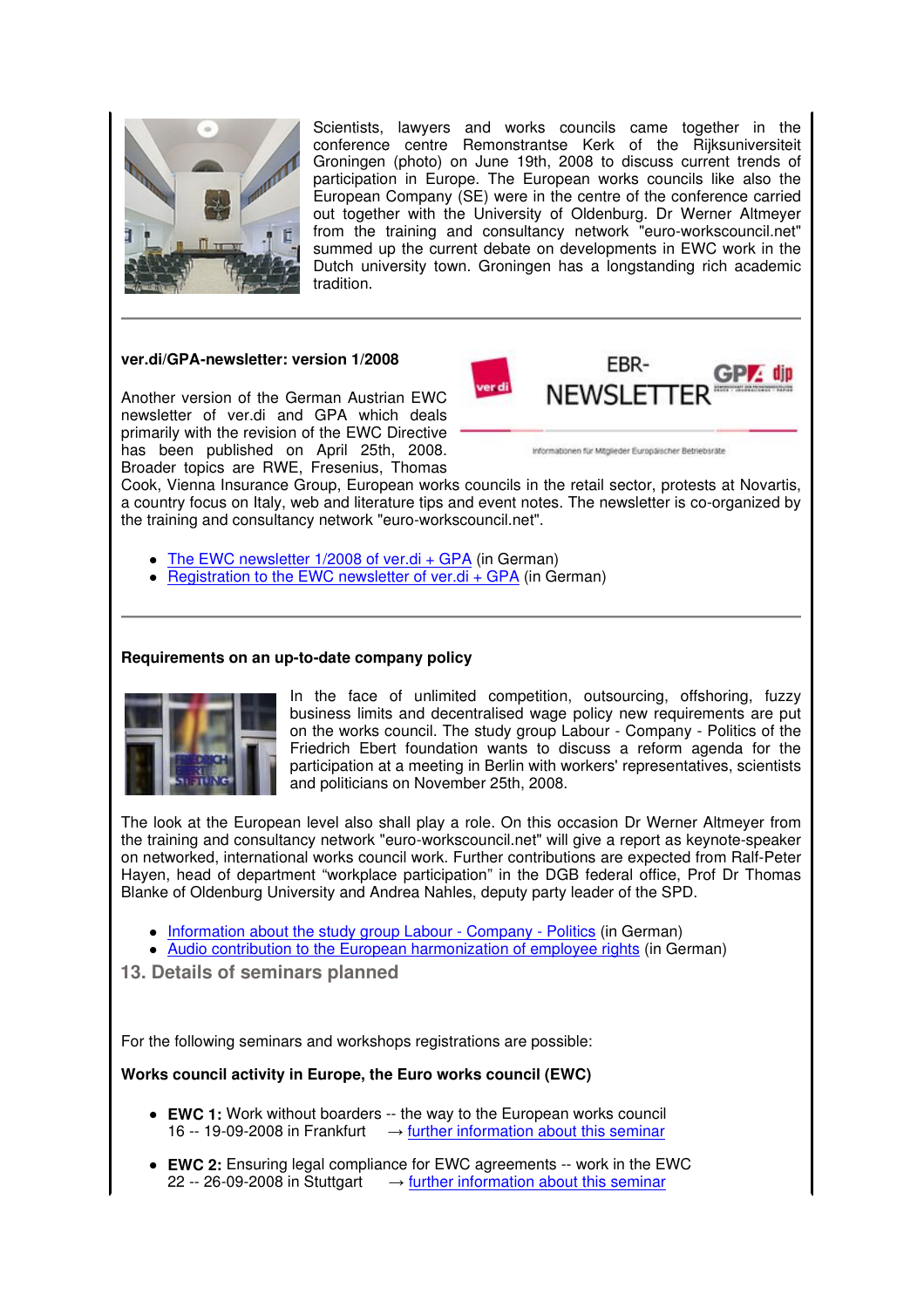Scientists, lawyers and works councils came together in the conference centre Remonstrantse Kerk of the Rijksuniversiteit Groningen (photo) on June 19th, 2008 to discuss current trends of participation in Europe. The European works councils like also the European Company (SE) were in the centre of the conference carried out together with the University of Oldenburg. Dr Werner Altmeyer from the training and consultancy network "euro-workscouncil.net" summed up the current debate on developments in EWC work in the Dutch university town. Groningen has a longstanding rich academic tradition.

---

**ver.di/GPA-newsletter: version 1/2008**

Another version of the German Austrian EWC newsletter of ver.di and GPA which deals primarily with the revision of the EWC Directive has been published on April 25th, 2008. Broader topics are RWE, Fresenius, Thomas Cook, Vienna Insurance Group, European works councils in the retail sector, protests at Novartis, a country focus on Italy, web and literature tips and event notes. The newsletter is co-organized by the training and consultancy network "euro-workscouncil.net".

- The EWC newsletter 1/2008 of ver.di + GPA (in German)
- Registration to the EWC newsletter of ver.di + GPA (in German)

---

**Requirements on an up-to-date company policy**

In the face of unlimited competition, outsourcing, offshoring, fuzzy business limits and decentralised wage policy new requirements are put on the works council. The study group Labour - Company - Politics of the Friedrich Ebert foundation wants to discuss a reform agenda for the participation at a meeting in Berlin with workers' representatives, scientists and politicians on November 25th, 2008.

The look at the European level also shall play a role. On this occasion Dr Werner Altmeyer from the training and consultancy network "euro-workscouncil.net" will give a report as keynote-speaker on networked, international works council work. Further contributions are expected from Ralf-Peter Hayen, head of department “workplace participation” in the DGB federal office, Prof Dr Thomas Blanke of Oldenburg University and Andrea Nahles, deputy party leader of the SPD.

- Information about the study group Labour - Company - Politics (in German)
- Audio contribution to the European harmonization of employee rights (in German)

## 13. Details of seminars planned

For the following seminars and workshops registrations are possible:

**Works council activity in Europe, the Euro works council (EWC)**

- **EWC 1:** Work without boarders -- the way to the European works council
  16 -- 19-09-2008 in Frankfurt → further information about this seminar
- **EWC 2:** Ensuring legal compliance for EWC agreements -- work in the EWC
  22 -- 26-09-2008 in Stuttgart → further information about this seminar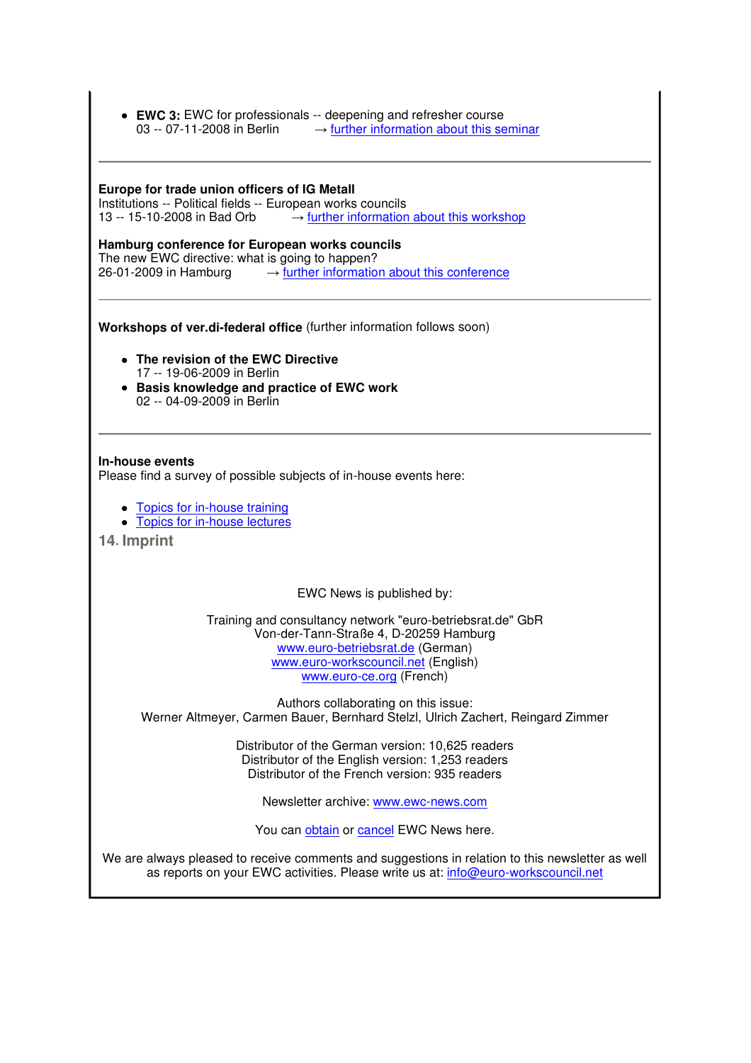- **EWC 3:** EWC for professionals -- deepening and refresher course
  03 -- 07-11-2008 in Berlin → further information about this seminar

---

**Europe for trade union officers of IG Metall**
Institutions -- Political fields -- European works councils
13 -- 15-10-2008 in Bad Orb → further information about this workshop

**Hamburg conference for European works councils**
The new EWC directive: what is going to happen?
26-01-2009 in Hamburg → further information about this conference

---

**Workshops of ver.di-federal office** (further information follows soon)

- **The revision of the EWC Directive**
  17 -- 19-06-2009 in Berlin
- **Basis knowledge and practice of EWC work**
  02 -- 04-09-2009 in Berlin

---

**In-house events**
Please find a survey of possible subjects of in-house events here:

- Topics for in-house training
- Topics for in-house lectures

## 14. Imprint

EWC News is published by:

Training and consultancy network "euro-betriebsrat.de" GbR
Von-der-Tann-Straße 4, D-20259 Hamburg
www.euro-betriebsrat.de (German)
www.euro-workscouncil.net (English)
www.euro-ce.org (French)

Authors collaborating on this issue:
Werner Altmeyer, Carmen Bauer, Bernhard Stelzl, Ulrich Zachert, Reingard Zimmer

Distributor of the German version: 10,625 readers
Distributor of the English version: 1,253 readers
Distributor of the French version: 935 readers

Newsletter archive: www.ewc-news.com

You can obtain or cancel EWC News here.

We are always pleased to receive comments and suggestions in relation to this newsletter as well as reports on your EWC activities. Please write us at: info@euro-workscouncil.net